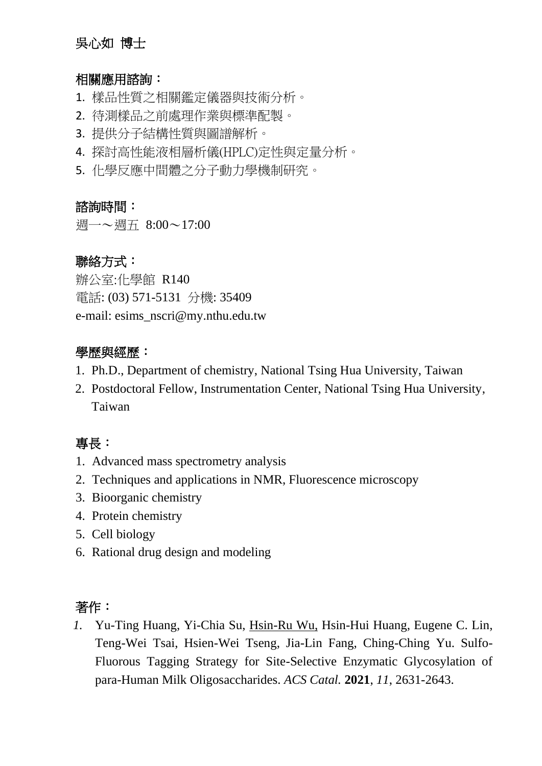# 吳心如 博士

## 相關應用諮詢：

1. 樣品性質之相關鑑定儀器與技術分析。
2. 待測樣品之前處理作業與標準配製。
3. 提供分子結構性質與圖譜解析。
4. 探討高性能液相層析儀(HPLC)定性與定量分析。
5. 化學反應中間體之分子動力學機制研究。

## 諮詢時間：

週一～週五 8:00～17:00

## 聯絡方式：

辦公室:化學館 R140
電話: (03) 571-5131 分機: 35409
e-mail: esims_nscri@my.nthu.edu.tw

## 學歷與經歷：

1. Ph.D., Department of chemistry, National Tsing Hua University, Taiwan
2. Postdoctoral Fellow, Instrumentation Center, National Tsing Hua University, Taiwan

## 專長：

1. Advanced mass spectrometry analysis
2. Techniques and applications in NMR, Fluorescence microscopy
3. Bioorganic chemistry
4. Protein chemistry
5. Cell biology
6. Rational drug design and modeling

## 著作：

1. Yu-Ting Huang, Yi-Chia Su, <u>Hsin-Ru Wu,</u> Hsin-Hui Huang, Eugene C. Lin, Teng-Wei Tsai, Hsien-Wei Tseng, Jia-Lin Fang, Ching-Ching Yu. Sulfo-Fluorous Tagging Strategy for Site-Selective Enzymatic Glycosylation of para-Human Milk Oligosaccharides. *ACS Catal.* **2021**, *11*, 2631-2643.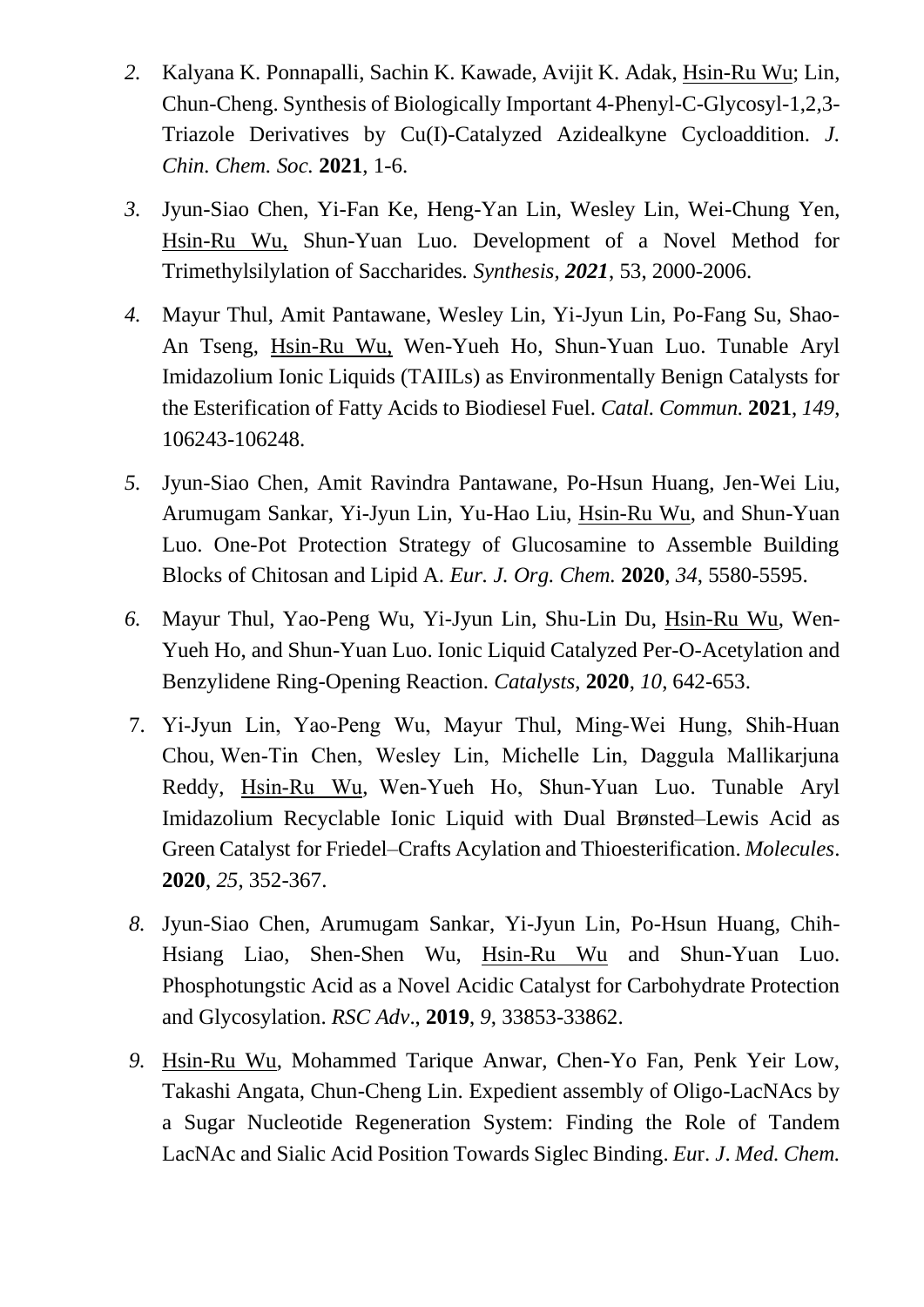2. Kalyana K. Ponnapalli, Sachin K. Kawade, Avijit K. Adak, Hsin-Ru Wu; Lin, Chun-Cheng. Synthesis of Biologically Important 4-Phenyl-C-Glycosyl-1,2,3-Triazole Derivatives by Cu(I)-Catalyzed Azidealkyne Cycloaddition. *J. Chin. Chem. Soc.* **2021**, 1-6.

3. Jyun-Siao Chen, Yi-Fan Ke, Heng-Yan Lin, Wesley Lin, Wei-Chung Yen, Hsin-Ru Wu, Shun-Yuan Luo. Development of a Novel Method for Trimethylsilylation of Saccharides. *Synthesis, **2021***, 53, 2000-2006.

4. Mayur Thul, Amit Pantawane, Wesley Lin, Yi-Jyun Lin, Po-Fang Su, Shao-An Tseng, Hsin-Ru Wu, Wen-Yueh Ho, Shun-Yuan Luo. Tunable Aryl Imidazolium Ionic Liquids (TAIILs) as Environmentally Benign Catalysts for the Esterification of Fatty Acids to Biodiesel Fuel. *Catal. Commun.* **2021**, *149*, 106243-106248.

5. Jyun-Siao Chen, Amit Ravindra Pantawane, Po-Hsun Huang, Jen-Wei Liu, Arumugam Sankar, Yi-Jyun Lin, Yu-Hao Liu, Hsin-Ru Wu, and Shun-Yuan Luo. One-Pot Protection Strategy of Glucosamine to Assemble Building Blocks of Chitosan and Lipid A. *Eur. J. Org. Chem.* **2020**, *34*, 5580-5595.

6. Mayur Thul, Yao-Peng Wu, Yi-Jyun Lin, Shu-Lin Du, Hsin-Ru Wu, Wen-Yueh Ho, and Shun-Yuan Luo. Ionic Liquid Catalyzed Per-O-Acetylation and Benzylidene Ring-Opening Reaction. *Catalysts*, **2020**, *10*, 642-653.

7. Yi-Jyun Lin, Yao-Peng Wu, Mayur Thul, Ming-Wei Hung, Shih-Huan Chou, Wen-Tin Chen, Wesley Lin, Michelle Lin, Daggula Mallikarjuna Reddy, Hsin-Ru Wu, Wen-Yueh Ho, Shun-Yuan Luo. Tunable Aryl Imidazolium Recyclable Ionic Liquid with Dual Brønsted–Lewis Acid as Green Catalyst for Friedel–Crafts Acylation and Thioesterification. *Molecules*. **2020**, *25*, 352-367.

8. Jyun-Siao Chen, Arumugam Sankar, Yi-Jyun Lin, Po-Hsun Huang, Chih-Hsiang Liao, Shen-Shen Wu, Hsin-Ru Wu and Shun-Yuan Luo. Phosphotungstic Acid as a Novel Acidic Catalyst for Carbohydrate Protection and Glycosylation. *RSC Adv*., **2019**, *9*, 33853-33862.

9. Hsin-Ru Wu, Mohammed Tarique Anwar, Chen-Yo Fan, Penk Yeir Low, Takashi Angata, Chun-Cheng Lin. Expedient assembly of Oligo-LacNAcs by a Sugar Nucleotide Regeneration System: Finding the Role of Tandem LacNAc and Sialic Acid Position Towards Siglec Binding. *Eur. J. Med. Chem.*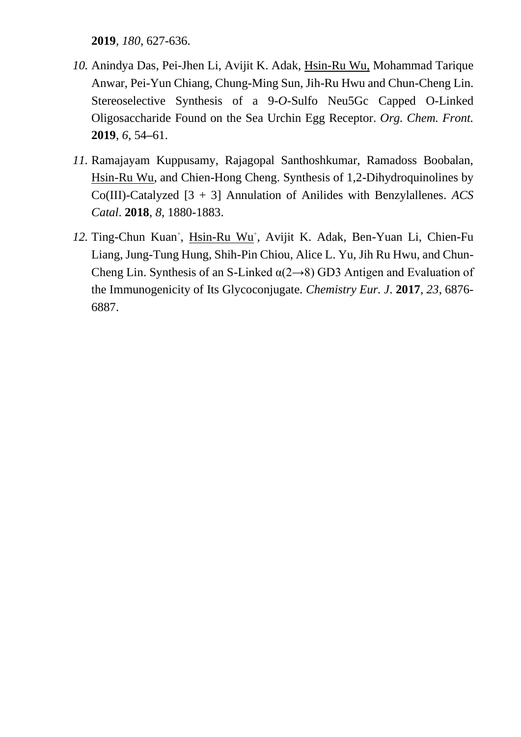**2019**, *180*, 627-636.

10. Anindya Das, Pei-Jhen Li, Avijit K. Adak, Hsin-Ru Wu, Mohammad Tarique Anwar, Pei-Yun Chiang, Chung-Ming Sun, Jih-Ru Hwu and Chun-Cheng Lin. Stereoselective Synthesis of a 9-*O*-Sulfo Neu5Gc Capped O-Linked Oligosaccharide Found on the Sea Urchin Egg Receptor. *Org. Chem. Front.* **2019**, *6*, 54–61.

11. Ramajayam Kuppusamy, Rajagopal Santhoshkumar, Ramadoss Boobalan, Hsin-Ru Wu, and Chien-Hong Cheng. Synthesis of 1,2-Dihydroquinolines by Co(III)-Catalyzed [3 + 3] Annulation of Anilides with Benzylallenes. *ACS Catal*. **2018**, *8*, 1880-1883.

12. Ting-Chun Kuan[+], Hsin-Ru Wu[+], Avijit K. Adak, Ben-Yuan Li, Chien-Fu Liang, Jung-Tung Hung, Shih-Pin Chiou, Alice L. Yu, Jih Ru Hwu, and Chun-Cheng Lin. Synthesis of an S-Linked α(2→8) GD3 Antigen and Evaluation of the Immunogenicity of Its Glycoconjugate. *Chemistry Eur. J*. **2017**, *23*, 6876-6887.